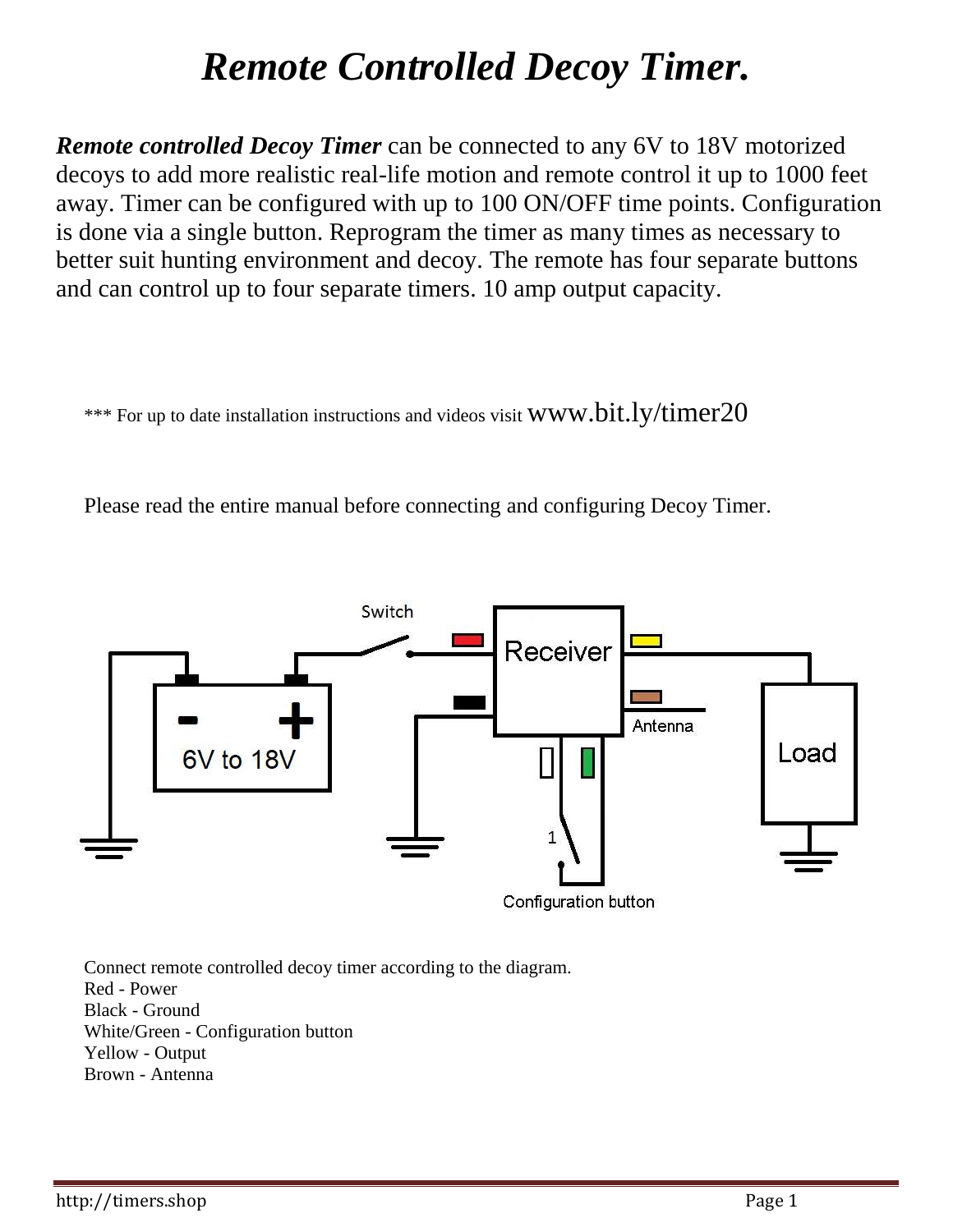# *Remote Controlled Decoy Timer.*

***Remote controlled Decoy Timer*** can be connected to any 6V to 18V motorized decoys to add more realistic real-life motion and remote control it up to 1000 feet away. Timer can be configured with up to 100 ON/OFF time points. Configuration is done via a single button. Reprogram the timer as many times as necessary to better suit hunting environment and decoy. The remote has four separate buttons and can control up to four separate timers. 10 amp output capacity.

*** For up to date installation instructions and videos visit www.bit.ly/timer20

Please read the entire manual before connecting and configuring Decoy Timer.

Connect remote controlled decoy timer according to the diagram.
Red - Power
Black - Ground
White/Green - Configuration button
Yellow - Output
Brown - Antenna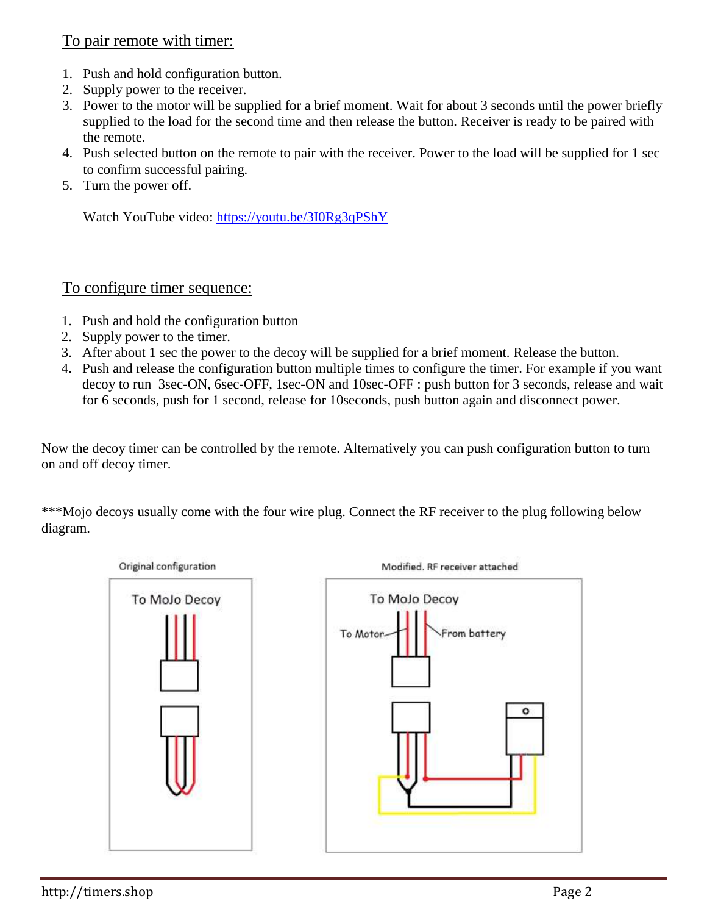## To pair remote with timer:

1. Push and hold configuration button.
2. Supply power to the receiver.
3. Power to the motor will be supplied for a brief moment. Wait for about 3 seconds until the power briefly supplied to the load for the second time and then release the button. Receiver is ready to be paired with the remote.
4. Push selected button on the remote to pair with the receiver. Power to the load will be supplied for 1 sec to confirm successful pairing.
5. Turn the power off.

   Watch YouTube video: [https://youtu.be/3I0Rg3qPShY](https://youtu.be/3I0Rg3qPShY)

## To configure timer sequence:

1. Push and hold the configuration button
2. Supply power to the timer.
3. After about 1 sec the power to the decoy will be supplied for a brief moment. Release the button.
4. Push and release the configuration button multiple times to configure the timer. For example if you want decoy to run 3sec-ON, 6sec-OFF, 1sec-ON and 10sec-OFF : push button for 3 seconds, release and wait for 6 seconds, push for 1 second, release for 10seconds, push button again and disconnect power.

Now the decoy timer can be controlled by the remote. Alternatively you can push configuration button to turn on and off decoy timer.

***Mojo decoys usually come with the four wire plug. Connect the RF receiver to the plug following below diagram.

Original configuration

To MoJo Decoy

Modified. RF receiver attached

To MoJo Decoy

To Motor

From battery